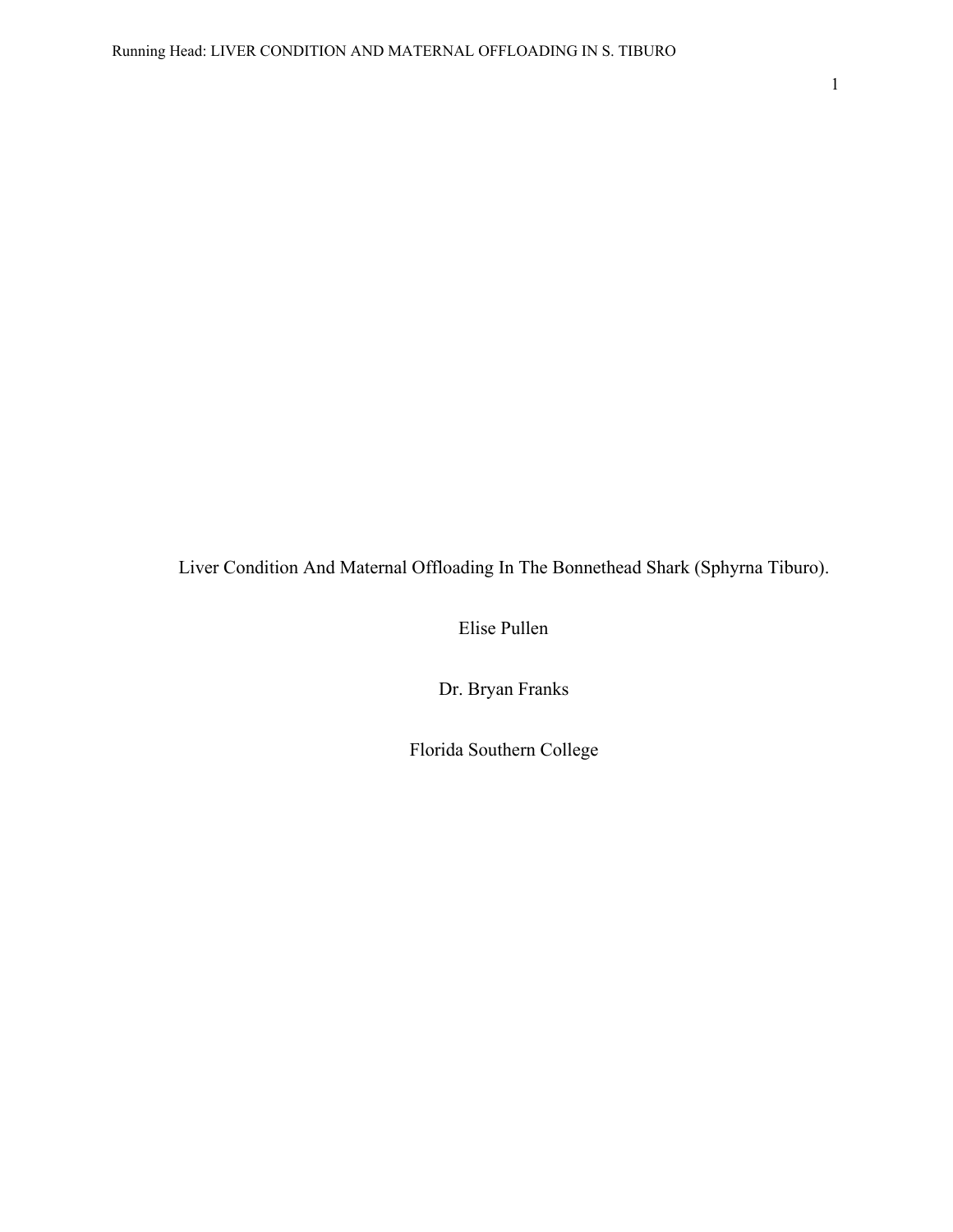# Liver Condition And Maternal Offloading In The Bonnethead Shark (Sphyrna Tiburo).

Elise Pullen

Dr. Bryan Franks

Florida Southern College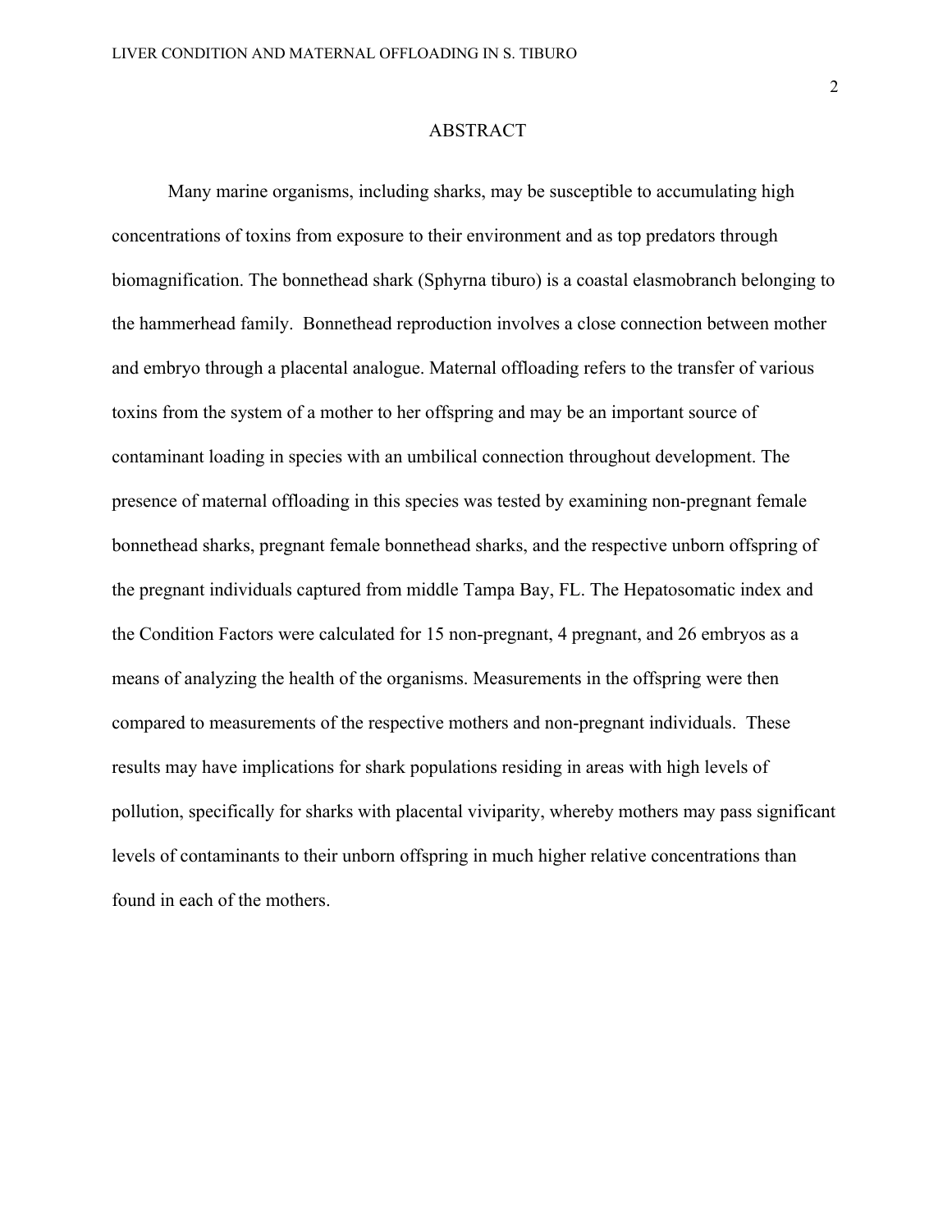# ABSTRACT

Many marine organisms, including sharks, may be susceptible to accumulating high concentrations of toxins from exposure to their environment and as top predators through biomagnification. The bonnethead shark (Sphyrna tiburo) is a coastal elasmobranch belonging to the hammerhead family. Bonnethead reproduction involves a close connection between mother and embryo through a placental analogue. Maternal offloading refers to the transfer of various toxins from the system of a mother to her offspring and may be an important source of contaminant loading in species with an umbilical connection throughout development. The presence of maternal offloading in this species was tested by examining non-pregnant female bonnethead sharks, pregnant female bonnethead sharks, and the respective unborn offspring of the pregnant individuals captured from middle Tampa Bay, FL. The Hepatosomatic index and the Condition Factors were calculated for 15 non-pregnant, 4 pregnant, and 26 embryos as a means of analyzing the health of the organisms. Measurements in the offspring were then compared to measurements of the respective mothers and non-pregnant individuals. These results may have implications for shark populations residing in areas with high levels of pollution, specifically for sharks with placental viviparity, whereby mothers may pass significant levels of contaminants to their unborn offspring in much higher relative concentrations than found in each of the mothers.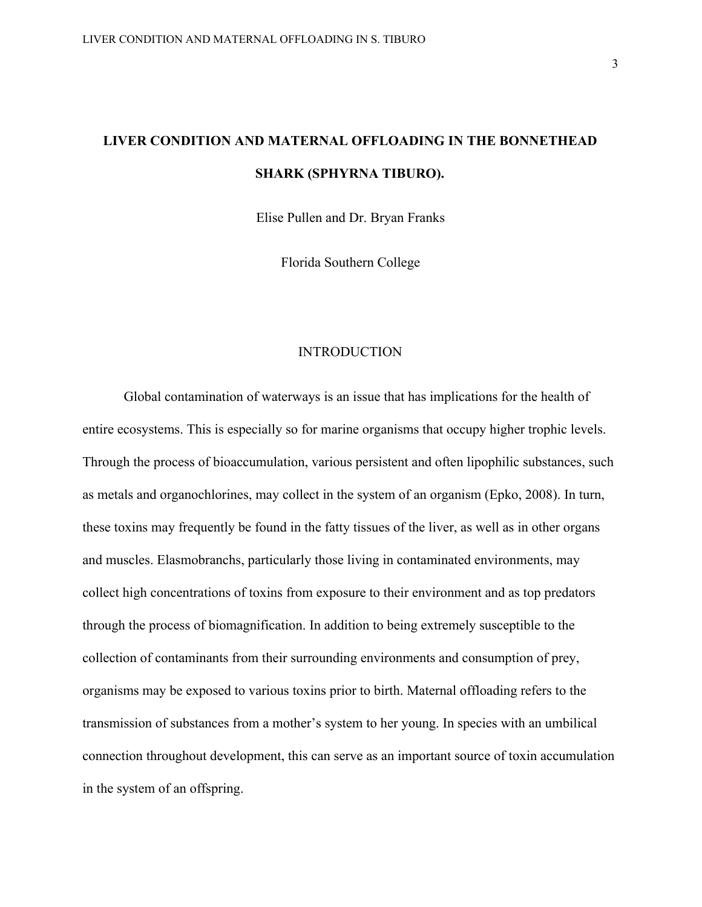# LIVER CONDITION AND MATERNAL OFFLOADING IN THE BONNETHEAD SHARK (SPHYRNA TIBURO).

Elise Pullen and Dr. Bryan Franks

Florida Southern College

## INTRODUCTION

Global contamination of waterways is an issue that has implications for the health of entire ecosystems. This is especially so for marine organisms that occupy higher trophic levels. Through the process of bioaccumulation, various persistent and often lipophilic substances, such as metals and organochlorines, may collect in the system of an organism (Epko, 2008). In turn, these toxins may frequently be found in the fatty tissues of the liver, as well as in other organs and muscles. Elasmobranchs, particularly those living in contaminated environments, may collect high concentrations of toxins from exposure to their environment and as top predators through the process of biomagnification. In addition to being extremely susceptible to the collection of contaminants from their surrounding environments and consumption of prey, organisms may be exposed to various toxins prior to birth. Maternal offloading refers to the transmission of substances from a mother's system to her young. In species with an umbilical connection throughout development, this can serve as an important source of toxin accumulation in the system of an offspring.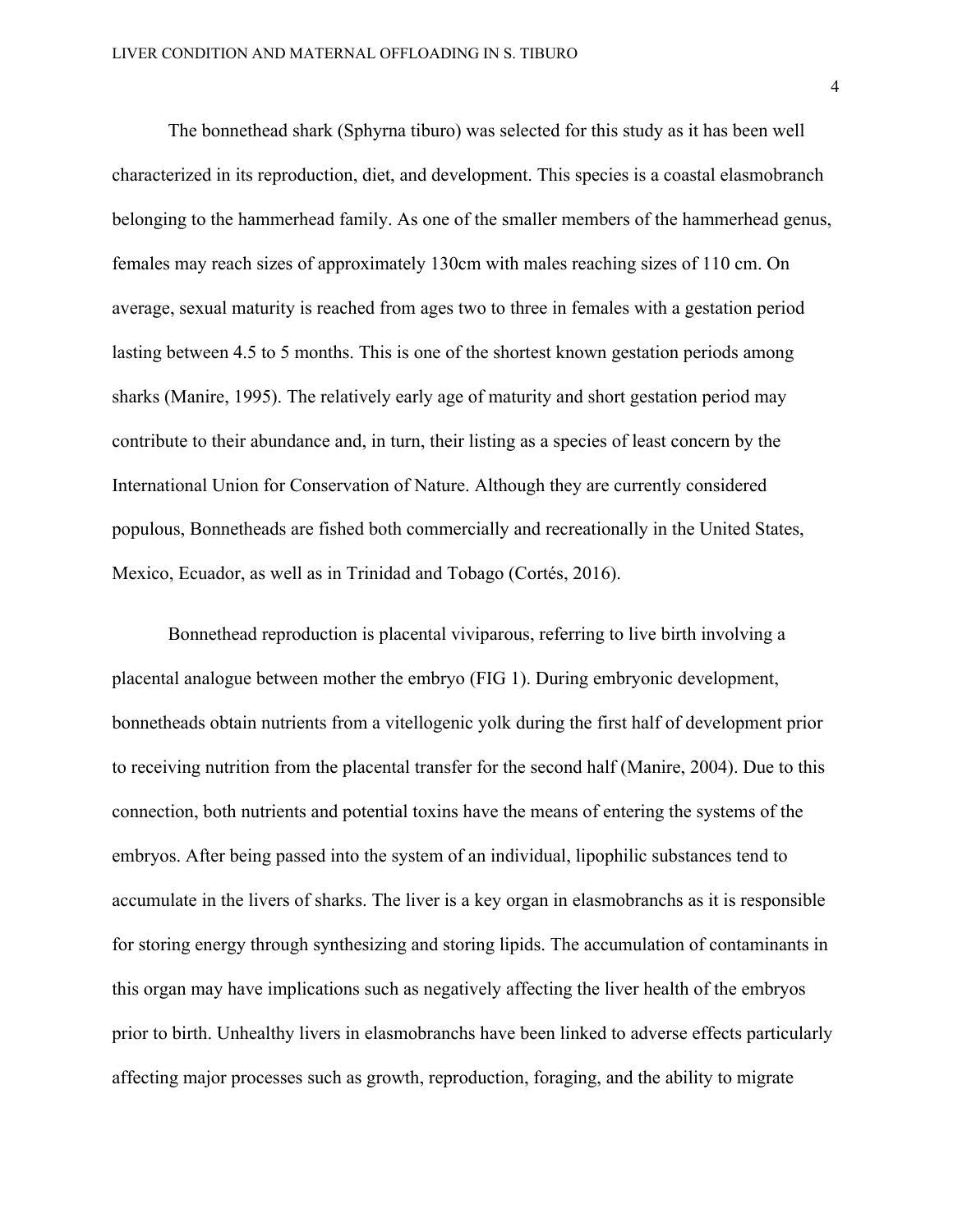The bonnethead shark (Sphyrna tiburo) was selected for this study as it has been well characterized in its reproduction, diet, and development. This species is a coastal elasmobranch belonging to the hammerhead family. As one of the smaller members of the hammerhead genus, females may reach sizes of approximately 130cm with males reaching sizes of 110 cm. On average, sexual maturity is reached from ages two to three in females with a gestation period lasting between 4.5 to 5 months. This is one of the shortest known gestation periods among sharks (Manire, 1995). The relatively early age of maturity and short gestation period may contribute to their abundance and, in turn, their listing as a species of least concern by the International Union for Conservation of Nature. Although they are currently considered populous, Bonnetheads are fished both commercially and recreationally in the United States, Mexico, Ecuador, as well as in Trinidad and Tobago (Cortés, 2016).

Bonnethead reproduction is placental viviparous, referring to live birth involving a placental analogue between mother the embryo (FIG 1). During embryonic development, bonnetheads obtain nutrients from a vitellogenic yolk during the first half of development prior to receiving nutrition from the placental transfer for the second half (Manire, 2004). Due to this connection, both nutrients and potential toxins have the means of entering the systems of the embryos. After being passed into the system of an individual, lipophilic substances tend to accumulate in the livers of sharks. The liver is a key organ in elasmobranchs as it is responsible for storing energy through synthesizing and storing lipids. The accumulation of contaminants in this organ may have implications such as negatively affecting the liver health of the embryos prior to birth. Unhealthy livers in elasmobranchs have been linked to adverse effects particularly affecting major processes such as growth, reproduction, foraging, and the ability to migrate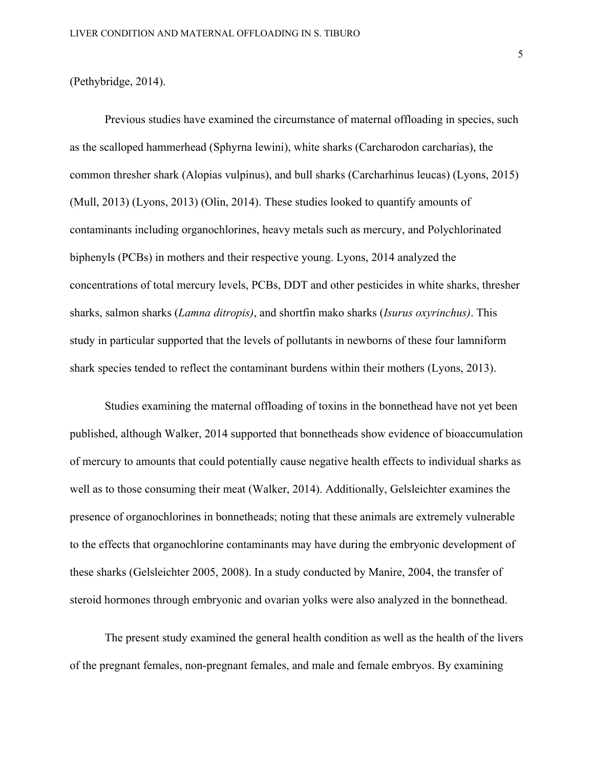(Pethybridge, 2014).

Previous studies have examined the circumstance of maternal offloading in species, such as the scalloped hammerhead (Sphyrna lewini), white sharks (Carcharodon carcharias), the common thresher shark (Alopias vulpinus), and bull sharks (Carcharhinus leucas) (Lyons, 2015) (Mull, 2013) (Lyons, 2013) (Olin, 2014). These studies looked to quantify amounts of contaminants including organochlorines, heavy metals such as mercury, and Polychlorinated biphenyls (PCBs) in mothers and their respective young. Lyons, 2014 analyzed the concentrations of total mercury levels, PCBs, DDT and other pesticides in white sharks, thresher sharks, salmon sharks (*Lamna ditropis)*, and shortfin mako sharks (*Isurus oxyrinchus)*. This study in particular supported that the levels of pollutants in newborns of these four lamniform shark species tended to reflect the contaminant burdens within their mothers (Lyons, 2013).

Studies examining the maternal offloading of toxins in the bonnethead have not yet been published, although Walker, 2014 supported that bonnetheads show evidence of bioaccumulation of mercury to amounts that could potentially cause negative health effects to individual sharks as well as to those consuming their meat (Walker, 2014). Additionally, Gelsleichter examines the presence of organochlorines in bonnetheads; noting that these animals are extremely vulnerable to the effects that organochlorine contaminants may have during the embryonic development of these sharks (Gelsleichter 2005, 2008). In a study conducted by Manire, 2004, the transfer of steroid hormones through embryonic and ovarian yolks were also analyzed in the bonnethead.

The present study examined the general health condition as well as the health of the livers of the pregnant females, non-pregnant females, and male and female embryos. By examining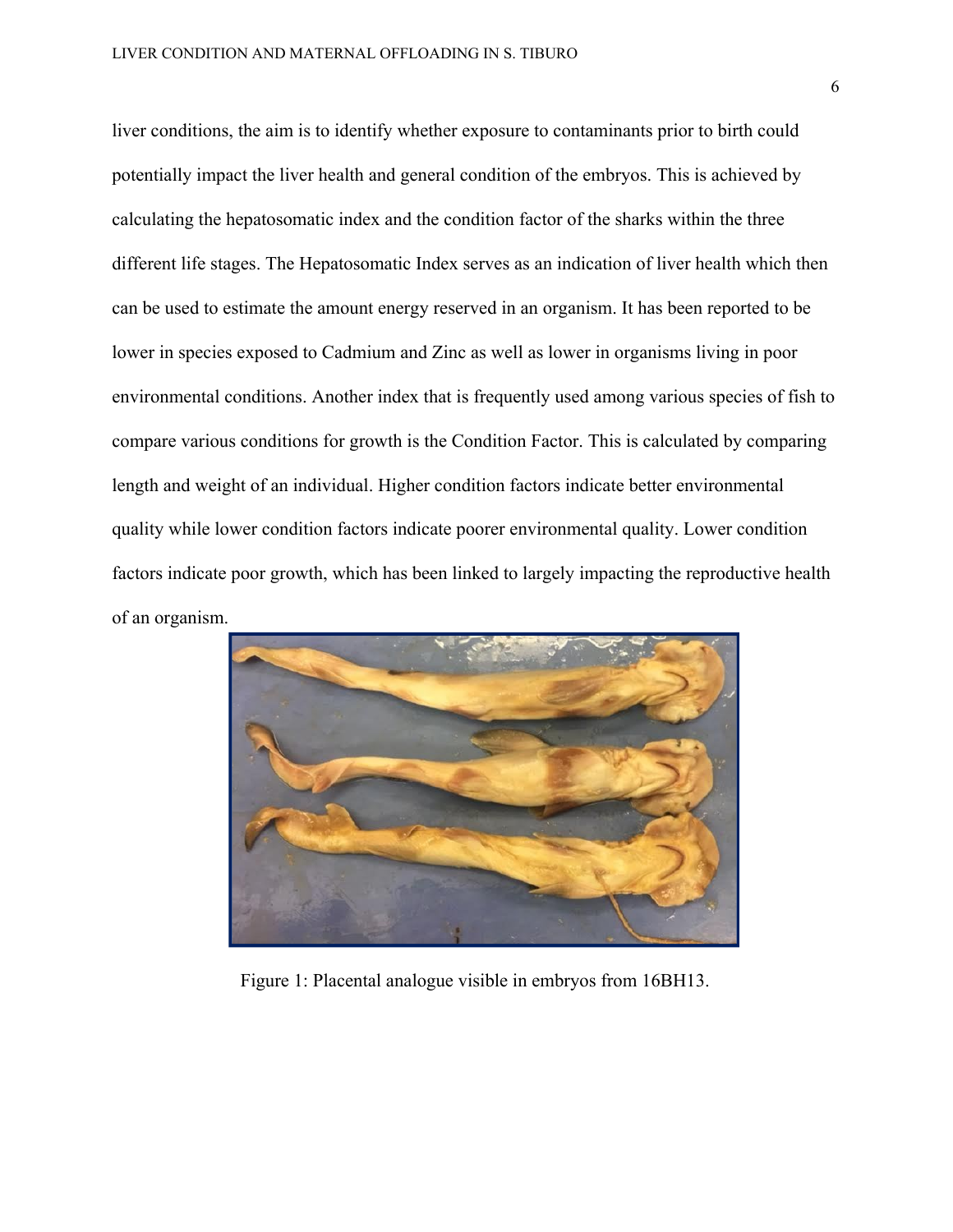liver conditions, the aim is to identify whether exposure to contaminants prior to birth could potentially impact the liver health and general condition of the embryos. This is achieved by calculating the hepatosomatic index and the condition factor of the sharks within the three different life stages. The Hepatosomatic Index serves as an indication of liver health which then can be used to estimate the amount energy reserved in an organism. It has been reported to be lower in species exposed to Cadmium and Zinc as well as lower in organisms living in poor environmental conditions. Another index that is frequently used among various species of fish to compare various conditions for growth is the Condition Factor. This is calculated by comparing length and weight of an individual. Higher condition factors indicate better environmental quality while lower condition factors indicate poorer environmental quality. Lower condition factors indicate poor growth, which has been linked to largely impacting the reproductive health of an organism.

Figure 1: Placental analogue visible in embryos from 16BH13.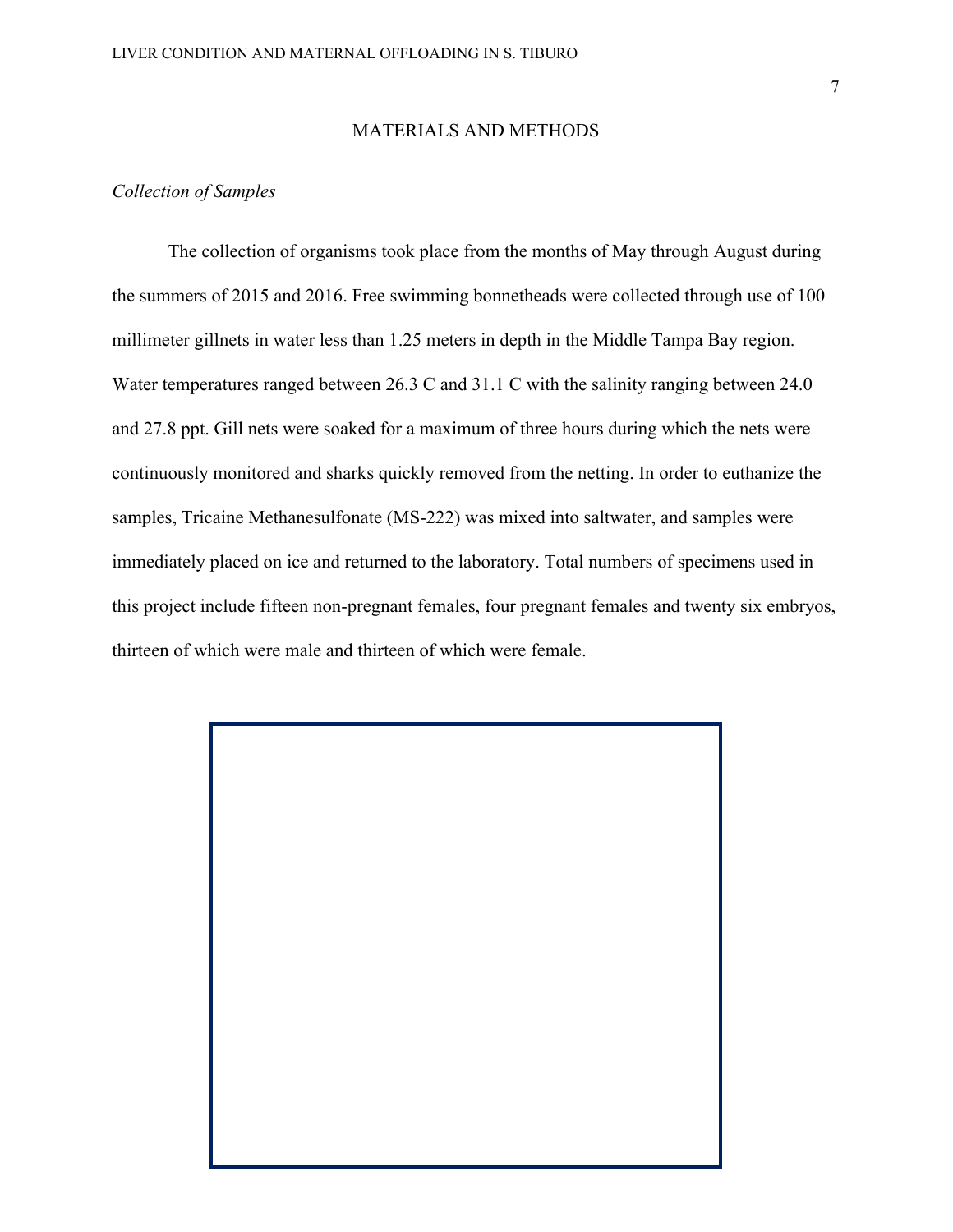## MATERIALS AND METHODS

### *Collection of Samples*

The collection of organisms took place from the months of May through August during the summers of 2015 and 2016. Free swimming bonnetheads were collected through use of 100 millimeter gillnets in water less than 1.25 meters in depth in the Middle Tampa Bay region. Water temperatures ranged between 26.3 C and 31.1 C with the salinity ranging between 24.0 and 27.8 ppt. Gill nets were soaked for a maximum of three hours during which the nets were continuously monitored and sharks quickly removed from the netting. In order to euthanize the samples, Tricaine Methanesulfonate (MS-222) was mixed into saltwater, and samples were immediately placed on ice and returned to the laboratory. Total numbers of specimens used in this project include fifteen non-pregnant females, four pregnant females and twenty six embryos, thirteen of which were male and thirteen of which were female.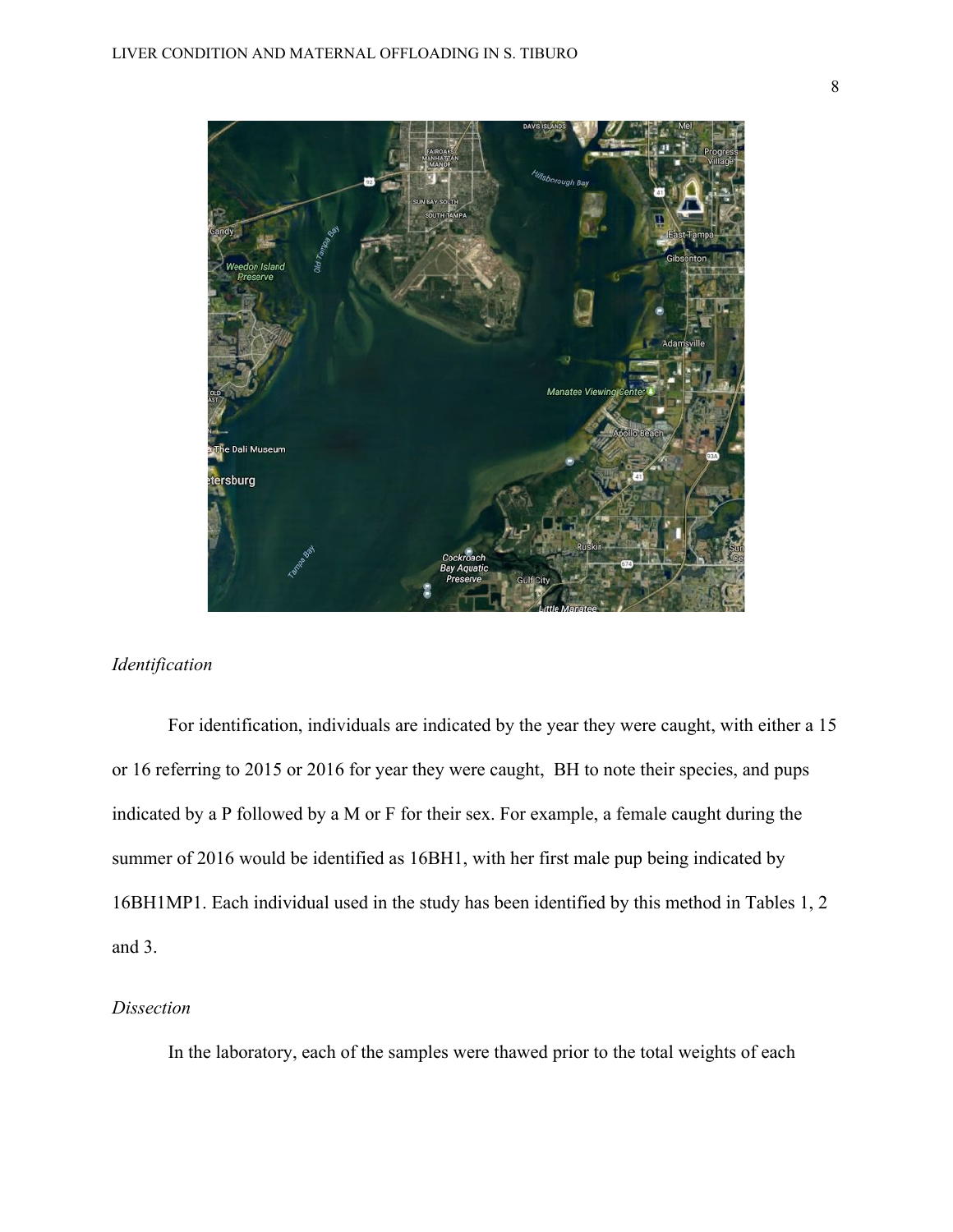### *Identification*

For identification, individuals are indicated by the year they were caught, with either a 15 or 16 referring to 2015 or 2016 for year they were caught, BH to note their species, and pups indicated by a P followed by a M or F for their sex. For example, a female caught during the summer of 2016 would be identified as 16BH1, with her first male pup being indicated by 16BH1MP1. Each individual used in the study has been identified by this method in Tables 1, 2 and 3.

### *Dissection*

In the laboratory, each of the samples were thawed prior to the total weights of each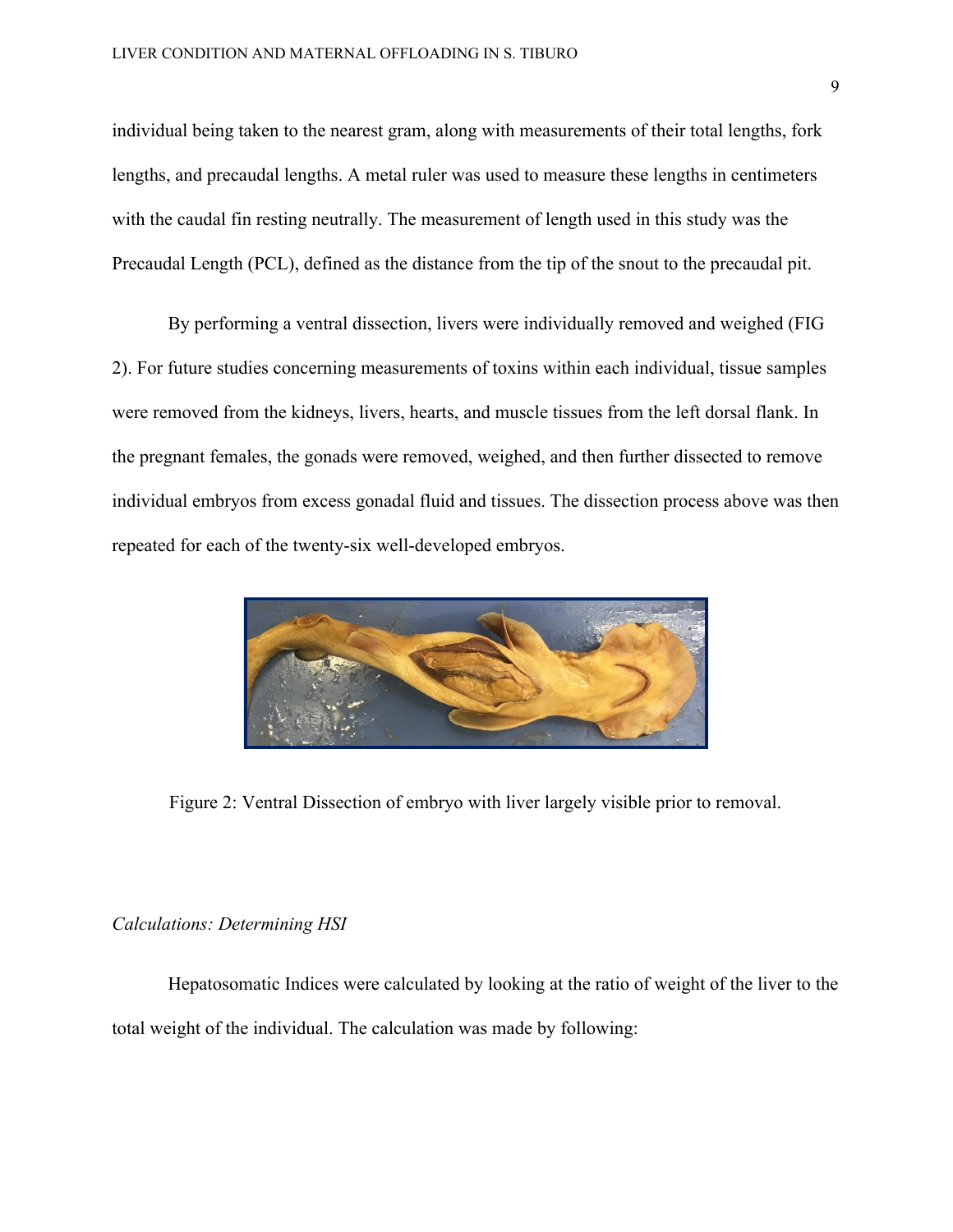individual being taken to the nearest gram, along with measurements of their total lengths, fork lengths, and precaudal lengths. A metal ruler was used to measure these lengths in centimeters with the caudal fin resting neutrally. The measurement of length used in this study was the Precaudal Length (PCL), defined as the distance from the tip of the snout to the precaudal pit.

By performing a ventral dissection, livers were individually removed and weighed (FIG 2). For future studies concerning measurements of toxins within each individual, tissue samples were removed from the kidneys, livers, hearts, and muscle tissues from the left dorsal flank. In the pregnant females, the gonads were removed, weighed, and then further dissected to remove individual embryos from excess gonadal fluid and tissues. The dissection process above was then repeated for each of the twenty-six well-developed embryos.

Figure 2: Ventral Dissection of embryo with liver largely visible prior to removal.

*Calculations: Determining HSI*

Hepatosomatic Indices were calculated by looking at the ratio of weight of the liver to the total weight of the individual. The calculation was made by following: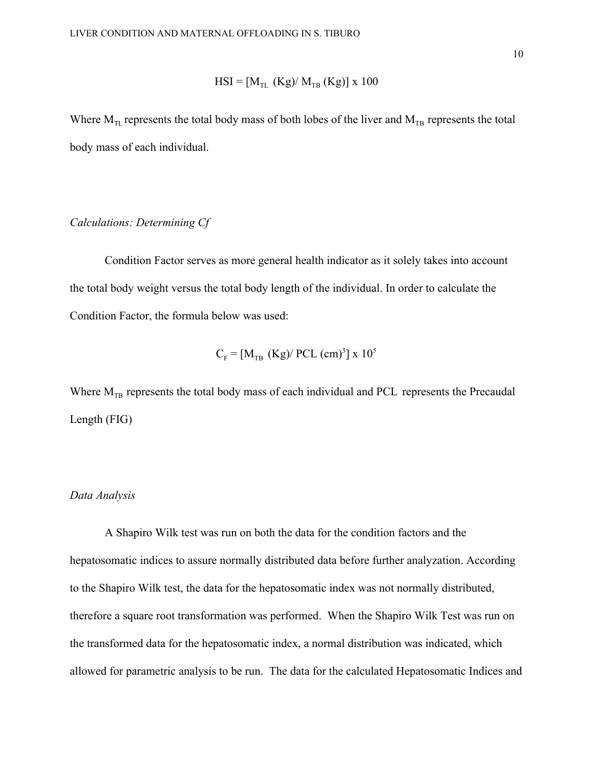$$HSI = [M_{TL} \text{ (Kg)}/ M_{TB} \text{ (Kg)}] \times 100$$

Where $M_{TL}$ represents the total body mass of both lobes of the liver and $M_{TB}$ represents the total body mass of each individual.

*Calculations: Determining Cf*

Condition Factor serves as more general health indicator as it solely takes into account the total body weight versus the total body length of the individual. In order to calculate the Condition Factor, the formula below was used:

$$C_F = [M_{TB} \text{ (Kg)}/ PCL \text{ (cm)}^3] \times 10^5$$

Where $M_{TB}$ represents the total body mass of each individual and PCL represents the Precaudal Length (FIG)

*Data Analysis*

A Shapiro Wilk test was run on both the data for the condition factors and the hepatosomatic indices to assure normally distributed data before further analyzation. According to the Shapiro Wilk test, the data for the hepatosomatic index was not normally distributed, therefore a square root transformation was performed. When the Shapiro Wilk Test was run on the transformed data for the hepatosomatic index, a normal distribution was indicated, which allowed for parametric analysis to be run. The data for the calculated Hepatosomatic Indices and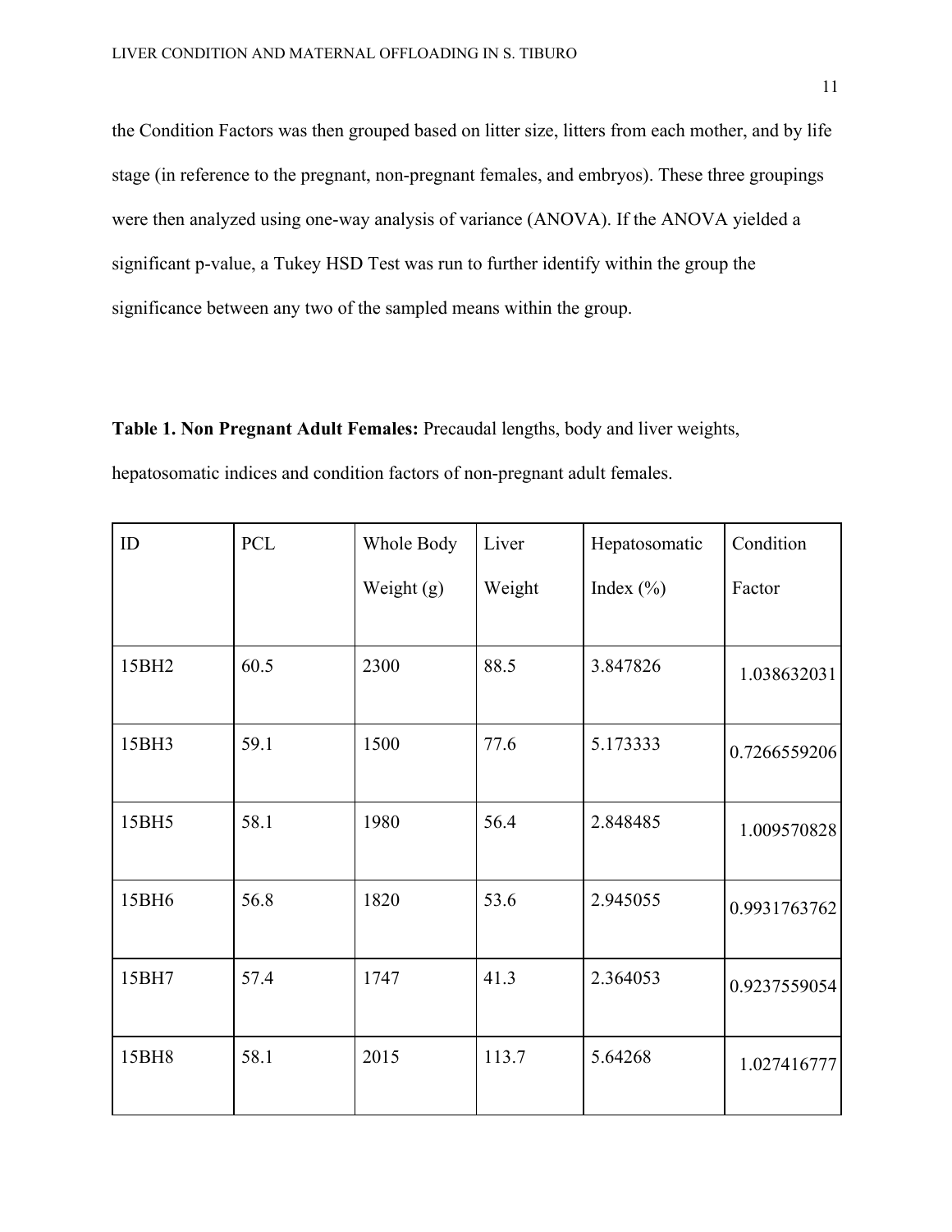the Condition Factors was then grouped based on litter size, litters from each mother, and by life stage (in reference to the pregnant, non-pregnant females, and embryos). These three groupings were then analyzed using one-way analysis of variance (ANOVA). If the ANOVA yielded a significant p-value, a Tukey HSD Test was run to further identify within the group the significance between any two of the sampled means within the group.

**Table 1. Non Pregnant Adult Females:** Precaudal lengths, body and liver weights, hepatosomatic indices and condition factors of non-pregnant adult females.

| ID | PCL | Whole Body Weight (g) | Liver Weight | Hepatosomatic Index (%) | Condition Factor |
|---|---|---|---|---|---|
| 15BH2 | 60.5 | 2300 | 88.5 | 3.847826 | 1.038632031 |
| 15BH3 | 59.1 | 1500 | 77.6 | 5.173333 | 0.7266559206 |
| 15BH5 | 58.1 | 1980 | 56.4 | 2.848485 | 1.009570828 |
| 15BH6 | 56.8 | 1820 | 53.6 | 2.945055 | 0.9931763762 |
| 15BH7 | 57.4 | 1747 | 41.3 | 2.364053 | 0.9237559054 |
| 15BH8 | 58.1 | 2015 | 113.7 | 5.64268 | 1.027416777 |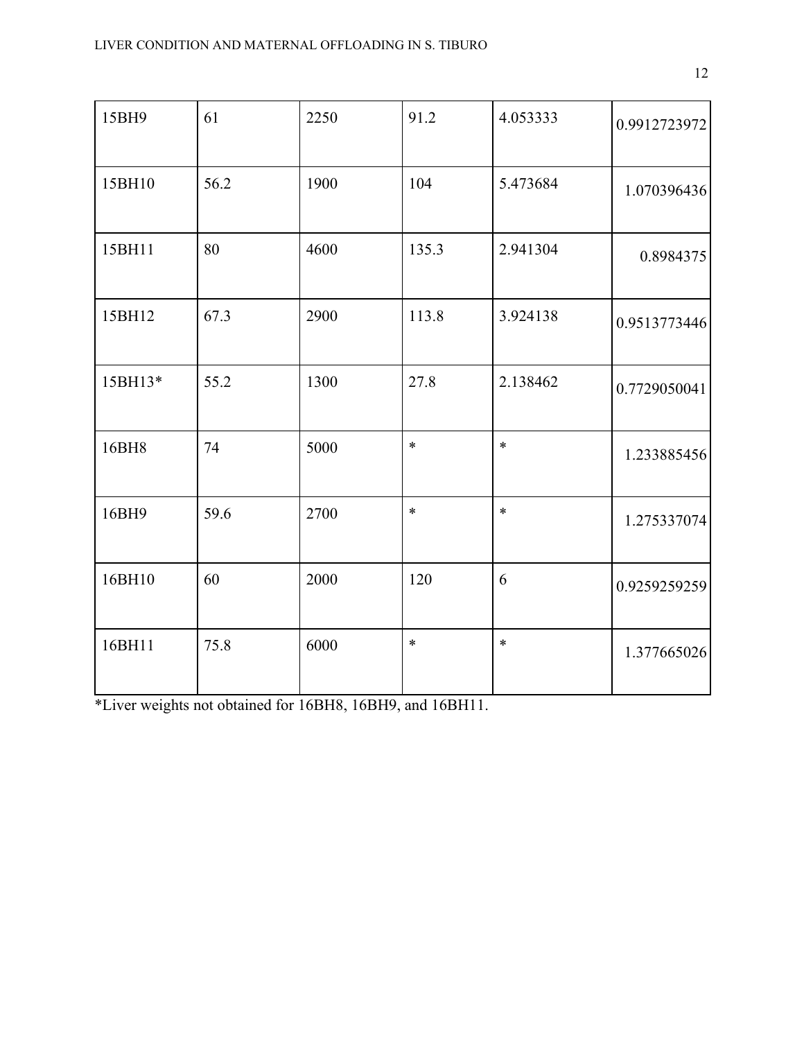| | | | | | |
|---|---|---|---|---|---|
| 15BH9 | 61 | 2250 | 91.2 | 4.053333 | 0.9912723972 |
| 15BH10 | 56.2 | 1900 | 104 | 5.473684 | 1.070396436 |
| 15BH11 | 80 | 4600 | 135.3 | 2.941304 | 0.8984375 |
| 15BH12 | 67.3 | 2900 | 113.8 | 3.924138 | 0.9513773446 |
| 15BH13* | 55.2 | 1300 | 27.8 | 2.138462 | 0.7729050041 |
| 16BH8 | 74 | 5000 | * | * | 1.233885456 |
| 16BH9 | 59.6 | 2700 | * | * | 1.275337074 |
| 16BH10 | 60 | 2000 | 120 | 6 | 0.9259259259 |
| 16BH11 | 75.8 | 6000 | * | * | 1.377665026 |

*Liver weights not obtained for 16BH8, 16BH9, and 16BH11.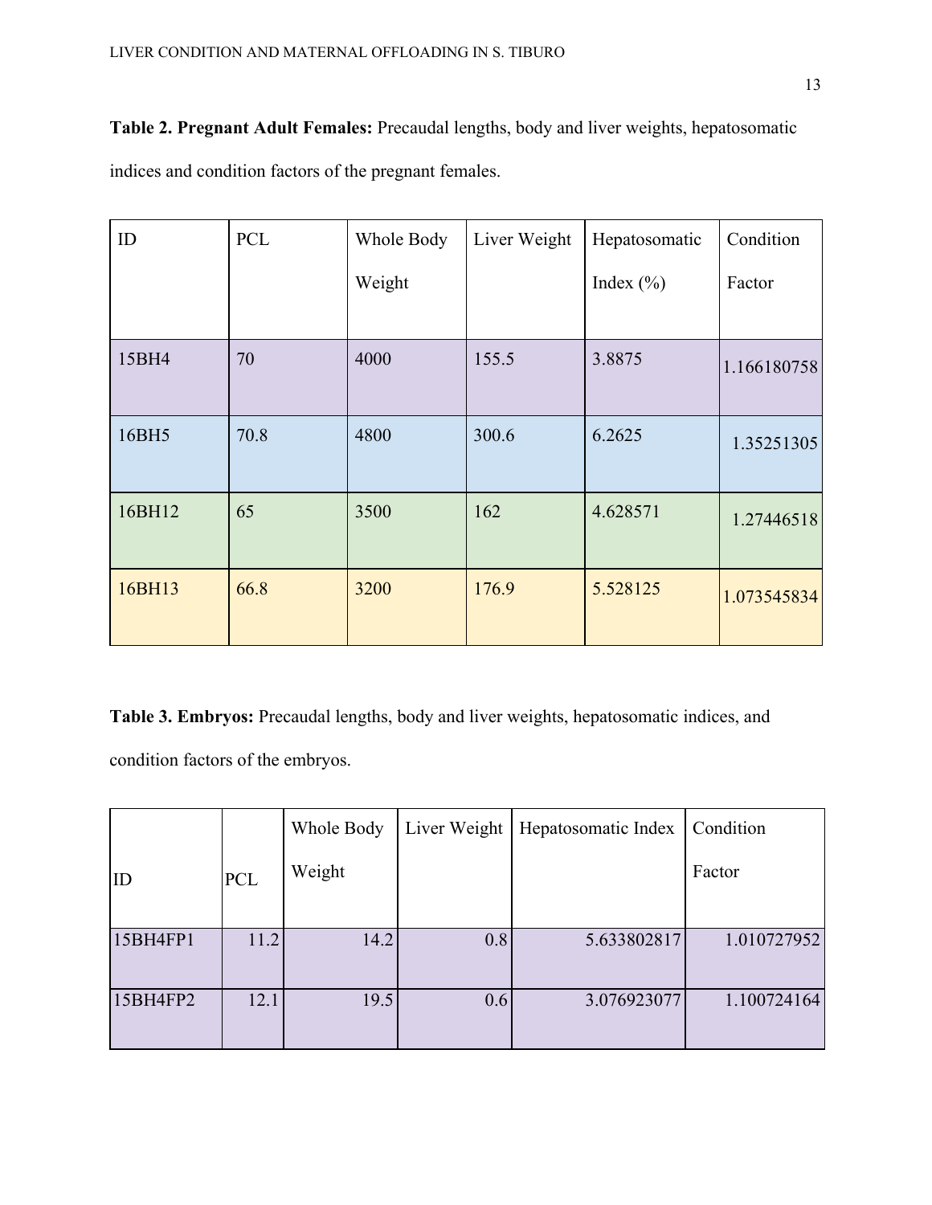**Table 2. Pregnant Adult Females:** Precaudal lengths, body and liver weights, hepatosomatic indices and condition factors of the pregnant females.

| ID | PCL | Whole Body Weight | Liver Weight | Hepatosomatic Index (%) | Condition Factor |
|---|---|---|---|---|---|
| 15BH4 | 70 | 4000 | 155.5 | 3.8875 | 1.166180758 |
| 16BH5 | 70.8 | 4800 | 300.6 | 6.2625 | 1.35251305 |
| 16BH12 | 65 | 3500 | 162 | 4.628571 | 1.27446518 |
| 16BH13 | 66.8 | 3200 | 176.9 | 5.528125 | 1.073545834 |

**Table 3. Embryos:** Precaudal lengths, body and liver weights, hepatosomatic indices, and condition factors of the embryos.

| ID | PCL | Whole Body Weight | Liver Weight | Hepatosomatic Index | Condition Factor |
|---|---|---|---|---|---|
| 15BH4FP1 | 11.2 | 14.2 | 0.8 | 5.633802817 | 1.010727952 |
| 15BH4FP2 | 12.1 | 19.5 | 0.6 | 3.076923077 | 1.100724164 |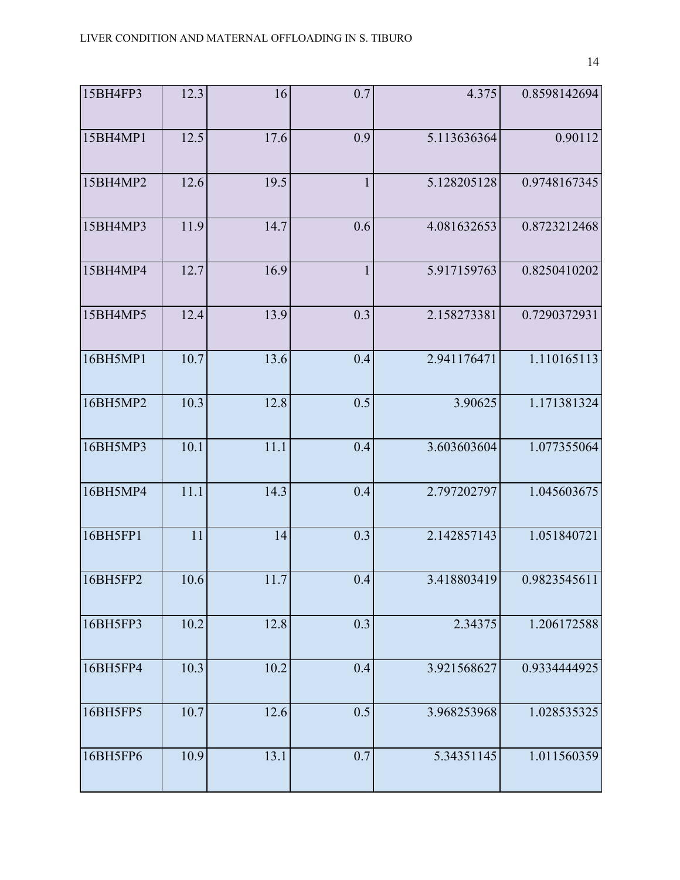| | | | | | |
|---|---|---|---|---|---|
| 15BH4FP3 | 12.3 | 16 | 0.7 | 4.375 | 0.8598142694 |
| 15BH4MP1 | 12.5 | 17.6 | 0.9 | 5.113636364 | 0.90112 |
| 15BH4MP2 | 12.6 | 19.5 | 1 | 5.128205128 | 0.9748167345 |
| 15BH4MP3 | 11.9 | 14.7 | 0.6 | 4.081632653 | 0.8723212468 |
| 15BH4MP4 | 12.7 | 16.9 | 1 | 5.917159763 | 0.8250410202 |
| 15BH4MP5 | 12.4 | 13.9 | 0.3 | 2.158273381 | 0.7290372931 |
| 16BH5MP1 | 10.7 | 13.6 | 0.4 | 2.941176471 | 1.110165113 |
| 16BH5MP2 | 10.3 | 12.8 | 0.5 | 3.90625 | 1.171381324 |
| 16BH5MP3 | 10.1 | 11.1 | 0.4 | 3.603603604 | 1.077355064 |
| 16BH5MP4 | 11.1 | 14.3 | 0.4 | 2.797202797 | 1.045603675 |
| 16BH5FP1 | 11 | 14 | 0.3 | 2.142857143 | 1.051840721 |
| 16BH5FP2 | 10.6 | 11.7 | 0.4 | 3.418803419 | 0.9823545611 |
| 16BH5FP3 | 10.2 | 12.8 | 0.3 | 2.34375 | 1.206172588 |
| 16BH5FP4 | 10.3 | 10.2 | 0.4 | 3.921568627 | 0.9334444925 |
| 16BH5FP5 | 10.7 | 12.6 | 0.5 | 3.968253968 | 1.028535325 |
| 16BH5FP6 | 10.9 | 13.1 | 0.7 | 5.34351145 | 1.011560359 |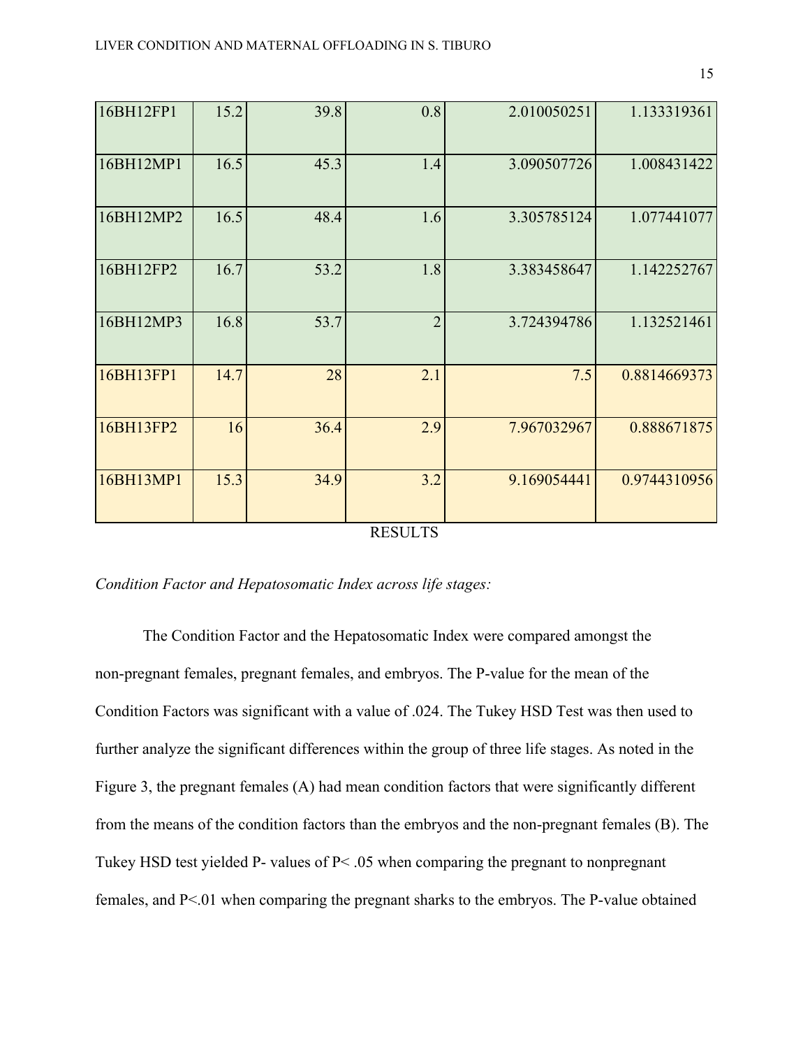| | | | | | |
|---|---|---|---|---|---|
| 16BH12FP1 | 15.2 | 39.8 | 0.8 | 2.010050251 | 1.133319361 |
| 16BH12MP1 | 16.5 | 45.3 | 1.4 | 3.090507726 | 1.008431422 |
| 16BH12MP2 | 16.5 | 48.4 | 1.6 | 3.305785124 | 1.077441077 |
| 16BH12FP2 | 16.7 | 53.2 | 1.8 | 3.383458647 | 1.142252767 |
| 16BH12MP3 | 16.8 | 53.7 | 2 | 3.724394786 | 1.132521461 |
| 16BH13FP1 | 14.7 | 28 | 2.1 | 7.5 | 0.8814669373 |
| 16BH13FP2 | 16 | 36.4 | 2.9 | 7.967032967 | 0.888671875 |
| 16BH13MP1 | 15.3 | 34.9 | 3.2 | 9.169054441 | 0.9744310956 |

# RESULTS

*Condition Factor and Hepatosomatic Index across life stages:*

The Condition Factor and the Hepatosomatic Index were compared amongst the non-pregnant females, pregnant females, and embryos. The P-value for the mean of the Condition Factors was significant with a value of .024. The Tukey HSD Test was then used to further analyze the significant differences within the group of three life stages. As noted in the Figure 3, the pregnant females (A) had mean condition factors that were significantly different from the means of the condition factors than the embryos and the non-pregnant females (B). The Tukey HSD test yielded P- values of $P< .05$ when comparing the pregnant to nonpregnant females, and $P<.01$ when comparing the pregnant sharks to the embryos. The P-value obtained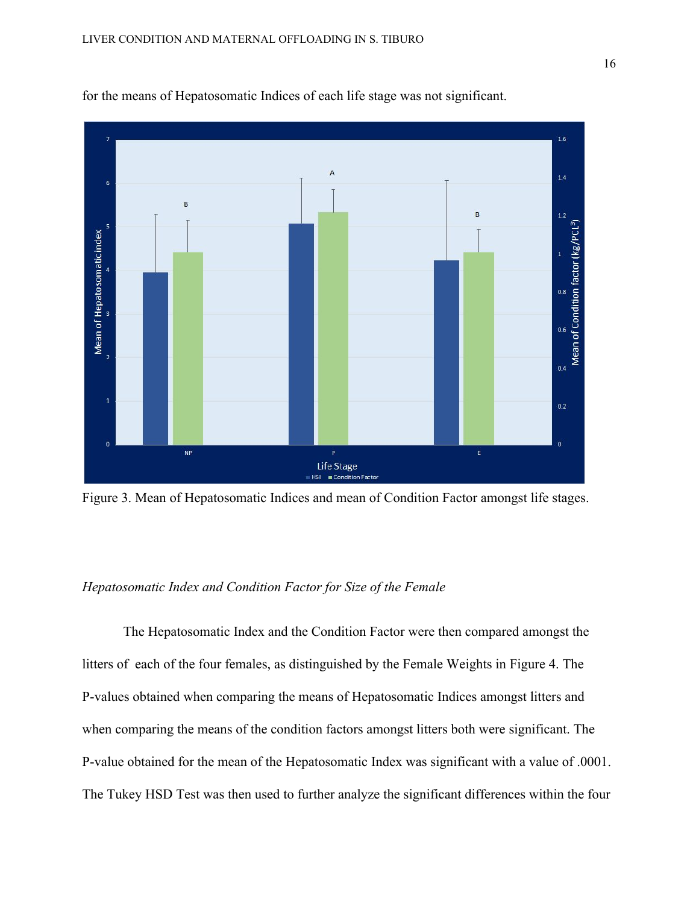for the means of Hepatosomatic Indices of each life stage was not significant.

Figure 3. Mean of Hepatosomatic Indices and mean of Condition Factor amongst life stages.

*Hepatosomatic Index and Condition Factor for Size of the Female*

The Hepatosomatic Index and the Condition Factor were then compared amongst the litters of each of the four females, as distinguished by the Female Weights in Figure 4. The P-values obtained when comparing the means of Hepatosomatic Indices amongst litters and when comparing the means of the condition factors amongst litters both were significant. The P-value obtained for the mean of the Hepatosomatic Index was significant with a value of .0001. The Tukey HSD Test was then used to further analyze the significant differences within the four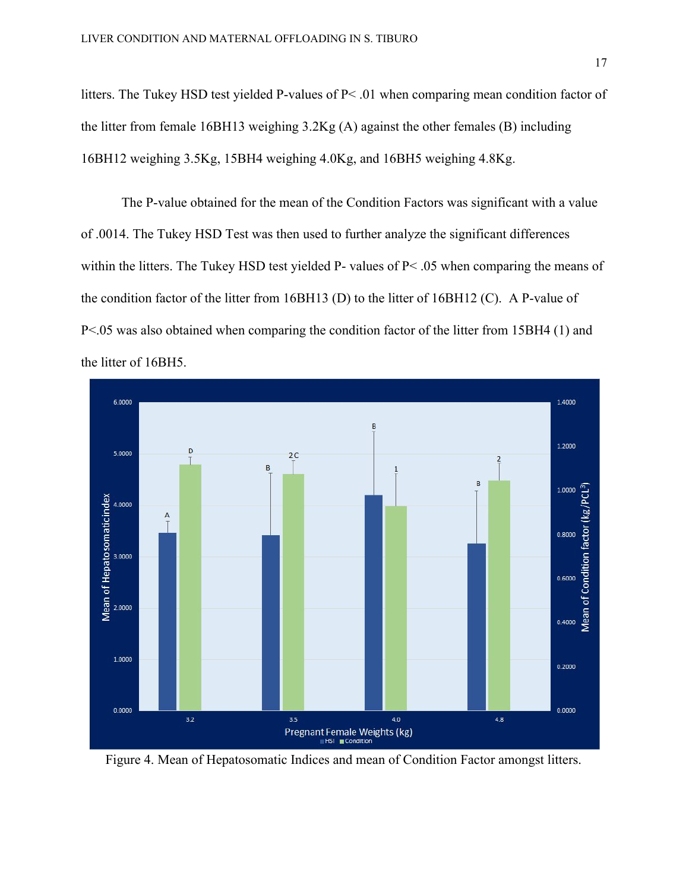litters. The Tukey HSD test yielded P-values of $P < .01$ when comparing mean condition factor of the litter from female 16BH13 weighing 3.2Kg (A) against the other females (B) including 16BH12 weighing 3.5Kg, 15BH4 weighing 4.0Kg, and 16BH5 weighing 4.8Kg.

The P-value obtained for the mean of the Condition Factors was significant with a value of .0014. The Tukey HSD Test was then used to further analyze the significant differences within the litters. The Tukey HSD test yielded P- values of $P < .05$ when comparing the means of the condition factor of the litter from 16BH13 (D) to the litter of 16BH12 (C). A P-value of $P<.05$ was also obtained when comparing the condition factor of the litter from 15BH4 (1) and the litter of 16BH5.

Figure 4. Mean of Hepatosomatic Indices and mean of Condition Factor amongst litters.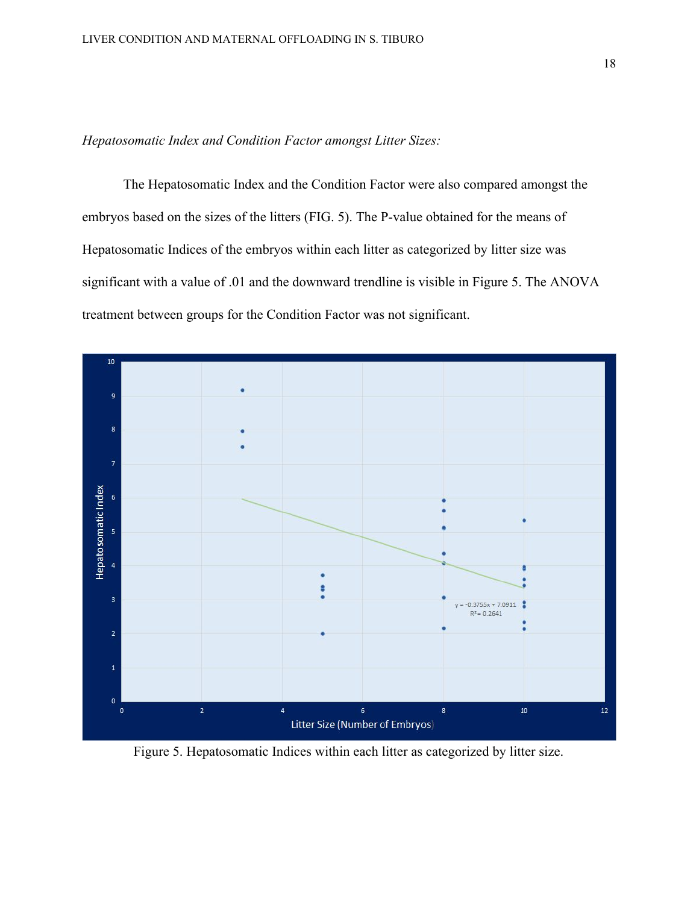*Hepatosomatic Index and Condition Factor amongst Litter Sizes:*

The Hepatosomatic Index and the Condition Factor were also compared amongst the embryos based on the sizes of the litters (FIG. 5). The P-value obtained for the means of Hepatosomatic Indices of the embryos within each litter as categorized by litter size was significant with a value of .01 and the downward trendline is visible in Figure 5. The ANOVA treatment between groups for the Condition Factor was not significant.

Figure 5. Hepatosomatic Indices within each litter as categorized by litter size.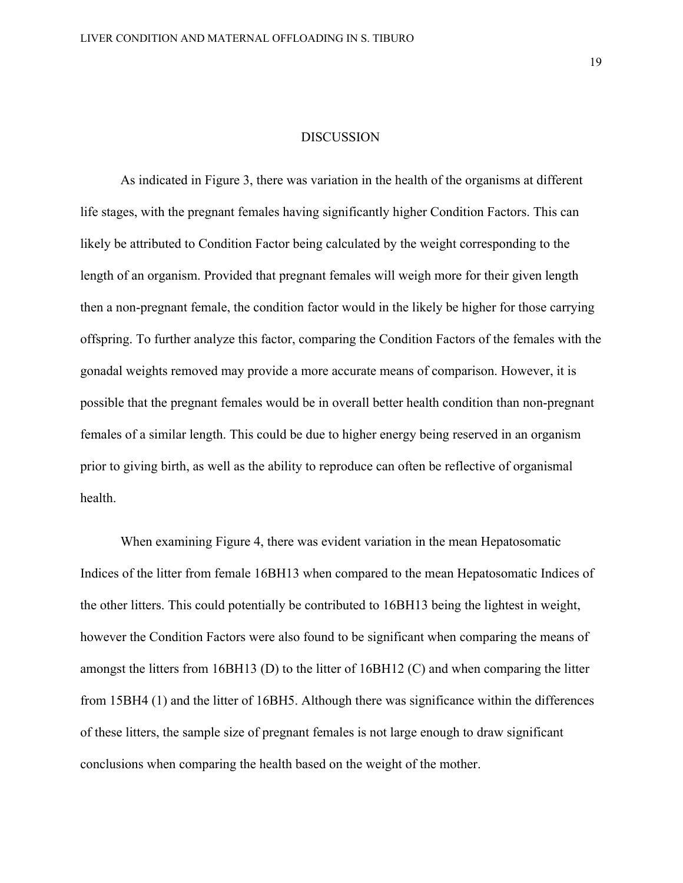# DISCUSSION

As indicated in Figure 3, there was variation in the health of the organisms at different life stages, with the pregnant females having significantly higher Condition Factors. This can likely be attributed to Condition Factor being calculated by the weight corresponding to the length of an organism. Provided that pregnant females will weigh more for their given length then a non-pregnant female, the condition factor would in the likely be higher for those carrying offspring. To further analyze this factor, comparing the Condition Factors of the females with the gonadal weights removed may provide a more accurate means of comparison. However, it is possible that the pregnant females would be in overall better health condition than non-pregnant females of a similar length. This could be due to higher energy being reserved in an organism prior to giving birth, as well as the ability to reproduce can often be reflective of organismal health.

When examining Figure 4, there was evident variation in the mean Hepatosomatic Indices of the litter from female 16BH13 when compared to the mean Hepatosomatic Indices of the other litters. This could potentially be contributed to 16BH13 being the lightest in weight, however the Condition Factors were also found to be significant when comparing the means of amongst the litters from 16BH13 (D) to the litter of 16BH12 (C) and when comparing the litter from 15BH4 (1) and the litter of 16BH5. Although there was significance within the differences of these litters, the sample size of pregnant females is not large enough to draw significant conclusions when comparing the health based on the weight of the mother.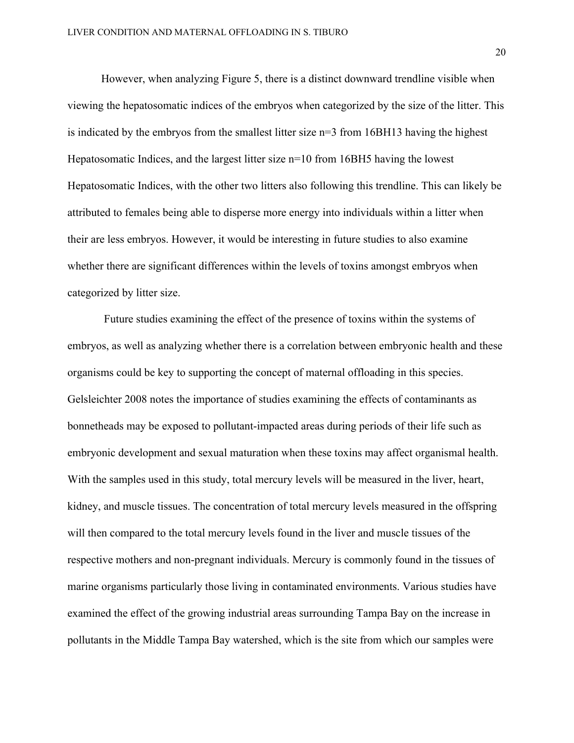However, when analyzing Figure 5, there is a distinct downward trendline visible when viewing the hepatosomatic indices of the embryos when categorized by the size of the litter. This is indicated by the embryos from the smallest litter size n=3 from 16BH13 having the highest Hepatosomatic Indices, and the largest litter size n=10 from 16BH5 having the lowest Hepatosomatic Indices, with the other two litters also following this trendline. This can likely be attributed to females being able to disperse more energy into individuals within a litter when their are less embryos. However, it would be interesting in future studies to also examine whether there are significant differences within the levels of toxins amongst embryos when categorized by litter size.

Future studies examining the effect of the presence of toxins within the systems of embryos, as well as analyzing whether there is a correlation between embryonic health and these organisms could be key to supporting the concept of maternal offloading in this species. Gelsleichter 2008 notes the importance of studies examining the effects of contaminants as bonnetheads may be exposed to pollutant-impacted areas during periods of their life such as embryonic development and sexual maturation when these toxins may affect organismal health. With the samples used in this study, total mercury levels will be measured in the liver, heart, kidney, and muscle tissues. The concentration of total mercury levels measured in the offspring will then compared to the total mercury levels found in the liver and muscle tissues of the respective mothers and non-pregnant individuals. Mercury is commonly found in the tissues of marine organisms particularly those living in contaminated environments. Various studies have examined the effect of the growing industrial areas surrounding Tampa Bay on the increase in pollutants in the Middle Tampa Bay watershed, which is the site from which our samples were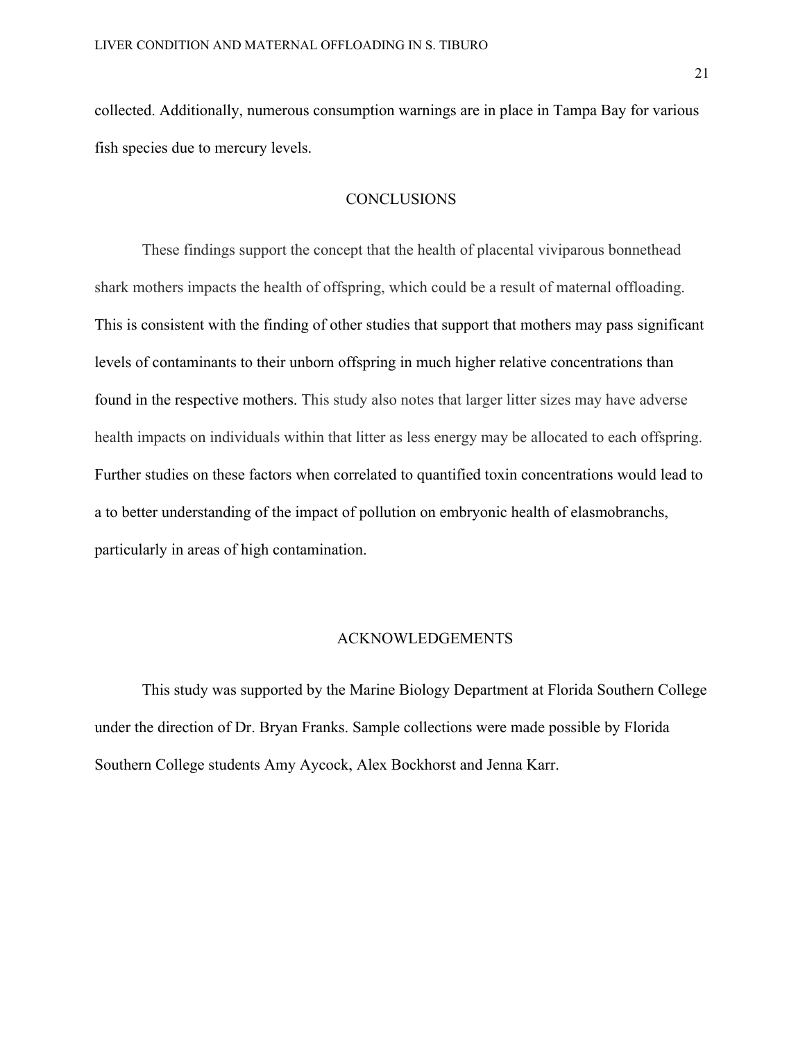collected. Additionally, numerous consumption warnings are in place in Tampa Bay for various fish species due to mercury levels.

## CONCLUSIONS

These findings support the concept that the health of placental viviparous bonnethead shark mothers impacts the health of offspring, which could be a result of maternal offloading. This is consistent with the finding of other studies that support that mothers may pass significant levels of contaminants to their unborn offspring in much higher relative concentrations than found in the respective mothers. This study also notes that larger litter sizes may have adverse health impacts on individuals within that litter as less energy may be allocated to each offspring. Further studies on these factors when correlated to quantified toxin concentrations would lead to a to better understanding of the impact of pollution on embryonic health of elasmobranchs, particularly in areas of high contamination.

## ACKNOWLEDGEMENTS

This study was supported by the Marine Biology Department at Florida Southern College under the direction of Dr. Bryan Franks. Sample collections were made possible by Florida Southern College students Amy Aycock, Alex Bockhorst and Jenna Karr.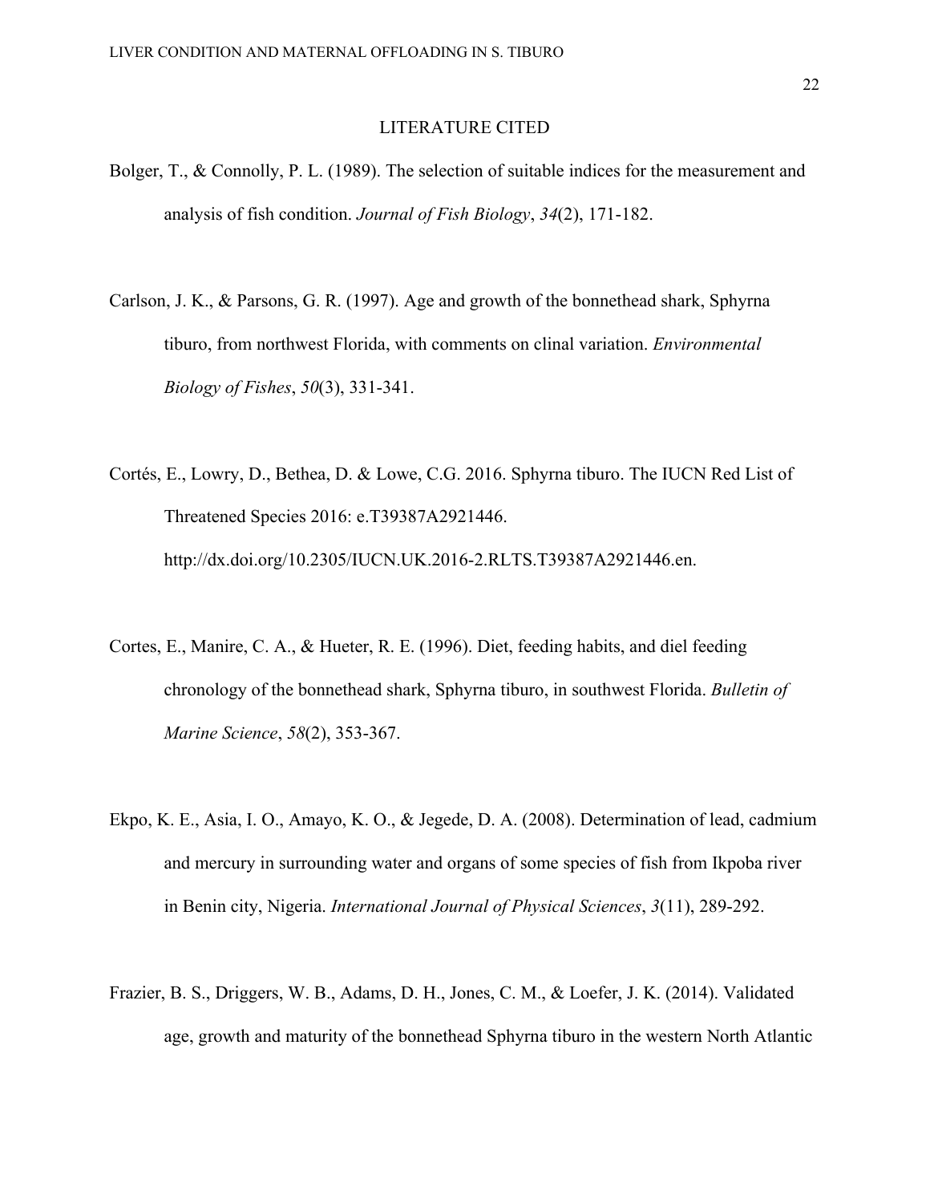# LITERATURE CITED

Bolger, T., & Connolly, P. L. (1989). The selection of suitable indices for the measurement and analysis of fish condition. *Journal of Fish Biology*, *34*(2), 171-182.

Carlson, J. K., & Parsons, G. R. (1997). Age and growth of the bonnethead shark, Sphyrna tiburo, from northwest Florida, with comments on clinal variation. *Environmental Biology of Fishes*, *50*(3), 331-341.

Cortés, E., Lowry, D., Bethea, D. & Lowe, C.G. 2016. Sphyrna tiburo. The IUCN Red List of Threatened Species 2016: e.T39387A2921446. http://dx.doi.org/10.2305/IUCN.UK.2016-2.RLTS.T39387A2921446.en.

Cortes, E., Manire, C. A., & Hueter, R. E. (1996). Diet, feeding habits, and diel feeding chronology of the bonnethead shark, Sphyrna tiburo, in southwest Florida. *Bulletin of Marine Science*, *58*(2), 353-367.

Ekpo, K. E., Asia, I. O., Amayo, K. O., & Jegede, D. A. (2008). Determination of lead, cadmium and mercury in surrounding water and organs of some species of fish from Ikpoba river in Benin city, Nigeria. *International Journal of Physical Sciences*, *3*(11), 289-292.

Frazier, B. S., Driggers, W. B., Adams, D. H., Jones, C. M., & Loefer, J. K. (2014). Validated age, growth and maturity of the bonnethead Sphyrna tiburo in the western North Atlantic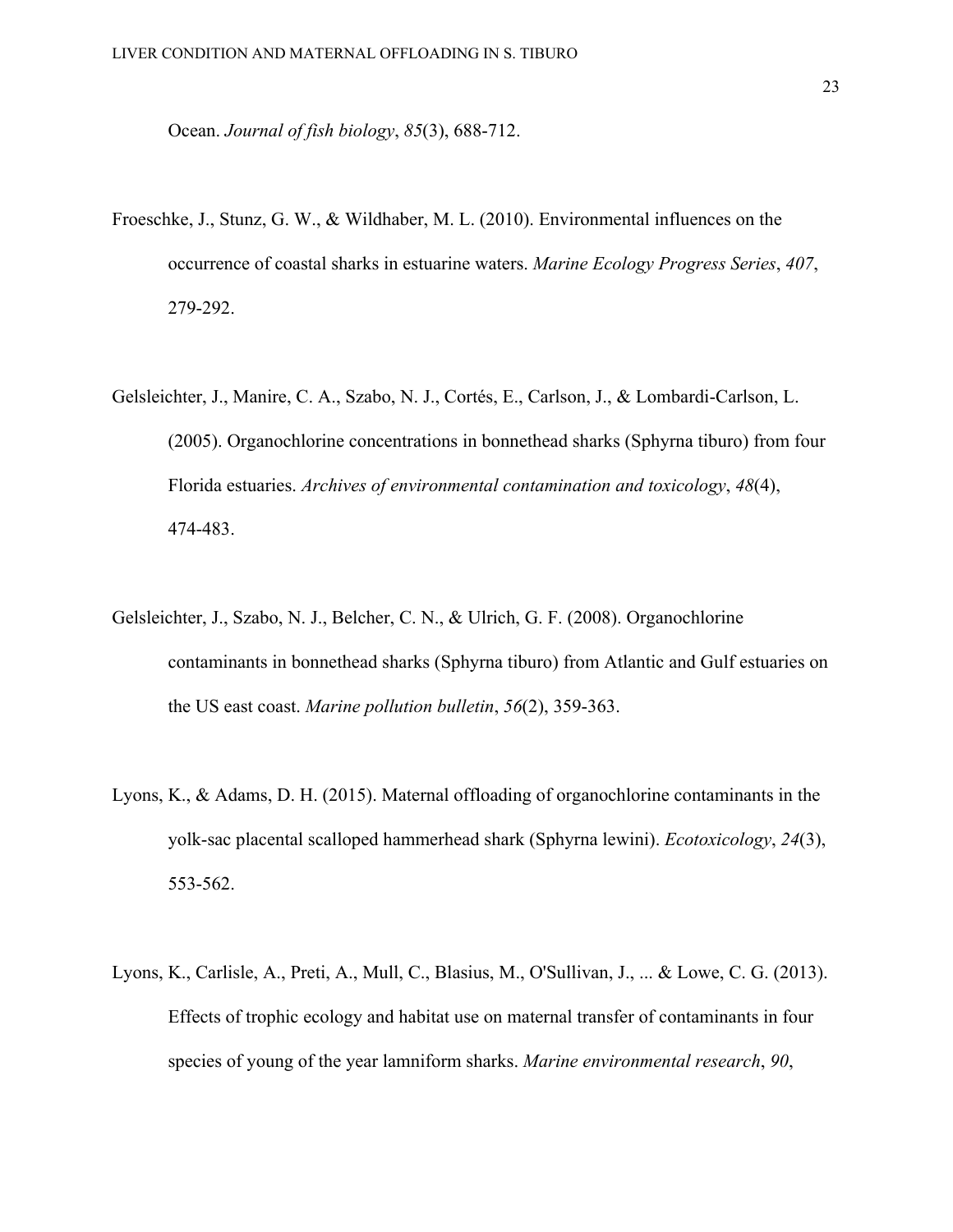Ocean. *Journal of fish biology*, *85*(3), 688-712.

Froeschke, J., Stunz, G. W., & Wildhaber, M. L. (2010). Environmental influences on the occurrence of coastal sharks in estuarine waters. *Marine Ecology Progress Series*, *407*, 279-292.

Gelsleichter, J., Manire, C. A., Szabo, N. J., Cortés, E., Carlson, J., & Lombardi-Carlson, L. (2005). Organochlorine concentrations in bonnethead sharks (Sphyrna tiburo) from four Florida estuaries. *Archives of environmental contamination and toxicology*, *48*(4), 474-483.

Gelsleichter, J., Szabo, N. J., Belcher, C. N., & Ulrich, G. F. (2008). Organochlorine contaminants in bonnethead sharks (Sphyrna tiburo) from Atlantic and Gulf estuaries on the US east coast. *Marine pollution bulletin*, *56*(2), 359-363.

Lyons, K., & Adams, D. H. (2015). Maternal offloading of organochlorine contaminants in the yolk-sac placental scalloped hammerhead shark (Sphyrna lewini). *Ecotoxicology*, *24*(3), 553-562.

Lyons, K., Carlisle, A., Preti, A., Mull, C., Blasius, M., O'Sullivan, J., ... & Lowe, C. G. (2013). Effects of trophic ecology and habitat use on maternal transfer of contaminants in four species of young of the year lamniform sharks. *Marine environmental research*, *90*,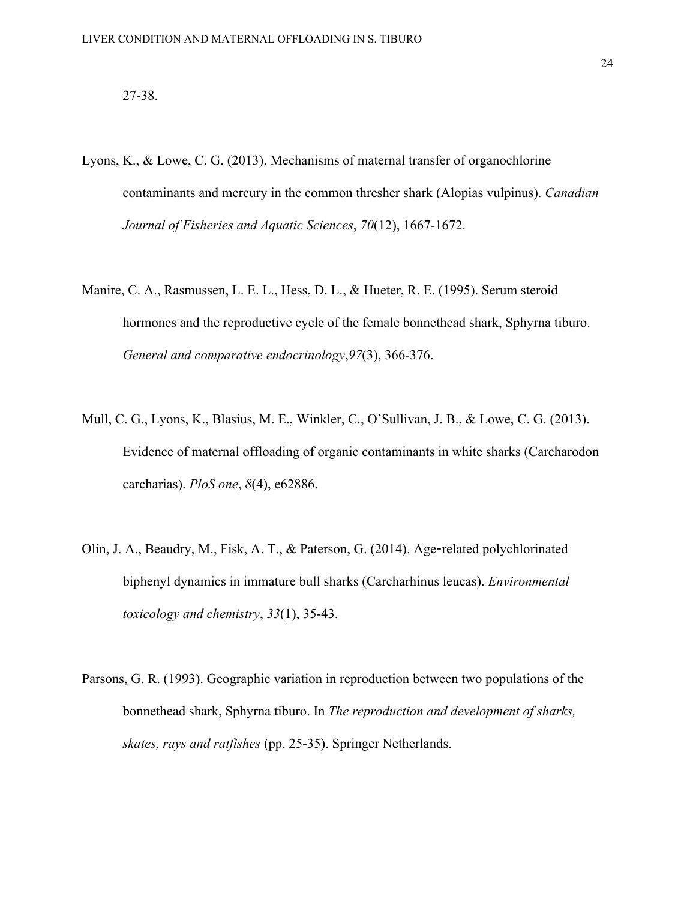27-38.

Lyons, K., & Lowe, C. G. (2013). Mechanisms of maternal transfer of organochlorine contaminants and mercury in the common thresher shark (Alopias vulpinus). *Canadian Journal of Fisheries and Aquatic Sciences*, *70*(12), 1667-1672.

Manire, C. A., Rasmussen, L. E. L., Hess, D. L., & Hueter, R. E. (1995). Serum steroid hormones and the reproductive cycle of the female bonnethead shark, Sphyrna tiburo. *General and comparative endocrinology*,*97*(3), 366-376.

Mull, C. G., Lyons, K., Blasius, M. E., Winkler, C., O'Sullivan, J. B., & Lowe, C. G. (2013). Evidence of maternal offloading of organic contaminants in white sharks (Carcharodon carcharias). *PloS one*, *8*(4), e62886.

Olin, J. A., Beaudry, M., Fisk, A. T., & Paterson, G. (2014). Age‐related polychlorinated biphenyl dynamics in immature bull sharks (Carcharhinus leucas). *Environmental toxicology and chemistry*, *33*(1), 35-43.

Parsons, G. R. (1993). Geographic variation in reproduction between two populations of the bonnethead shark, Sphyrna tiburo. In *The reproduction and development of sharks, skates, rays and ratfishes* (pp. 25-35). Springer Netherlands.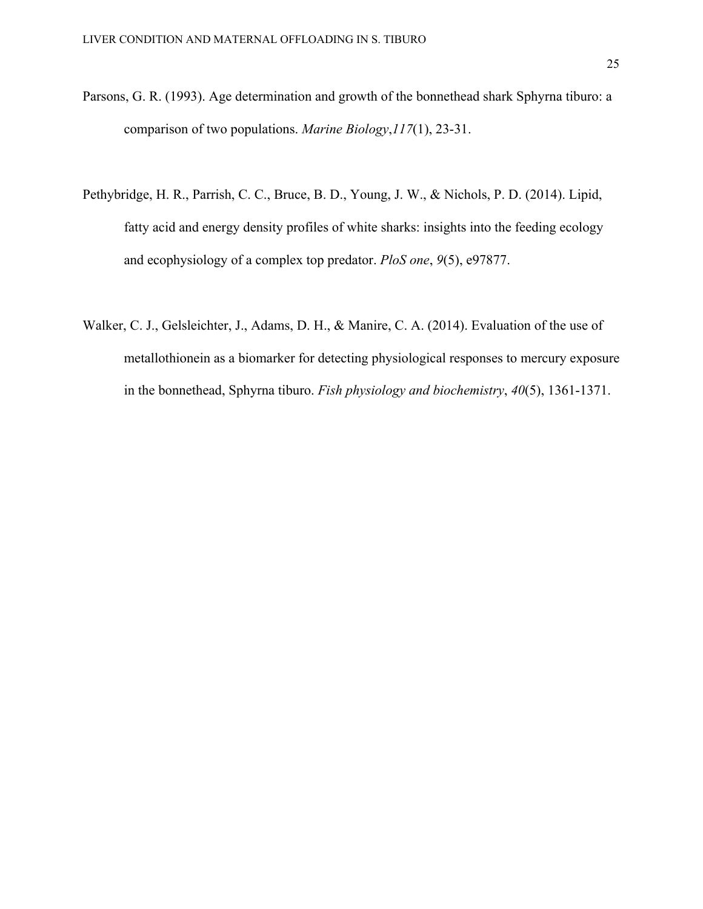Parsons, G. R. (1993). Age determination and growth of the bonnethead shark Sphyrna tiburo: a comparison of two populations. *Marine Biology*,*117*(1), 23-31.

Pethybridge, H. R., Parrish, C. C., Bruce, B. D., Young, J. W., & Nichols, P. D. (2014). Lipid, fatty acid and energy density profiles of white sharks: insights into the feeding ecology and ecophysiology of a complex top predator. *PloS one*, *9*(5), e97877.

Walker, C. J., Gelsleichter, J., Adams, D. H., & Manire, C. A. (2014). Evaluation of the use of metallothionein as a biomarker for detecting physiological responses to mercury exposure in the bonnethead, Sphyrna tiburo. *Fish physiology and biochemistry*, *40*(5), 1361-1371.